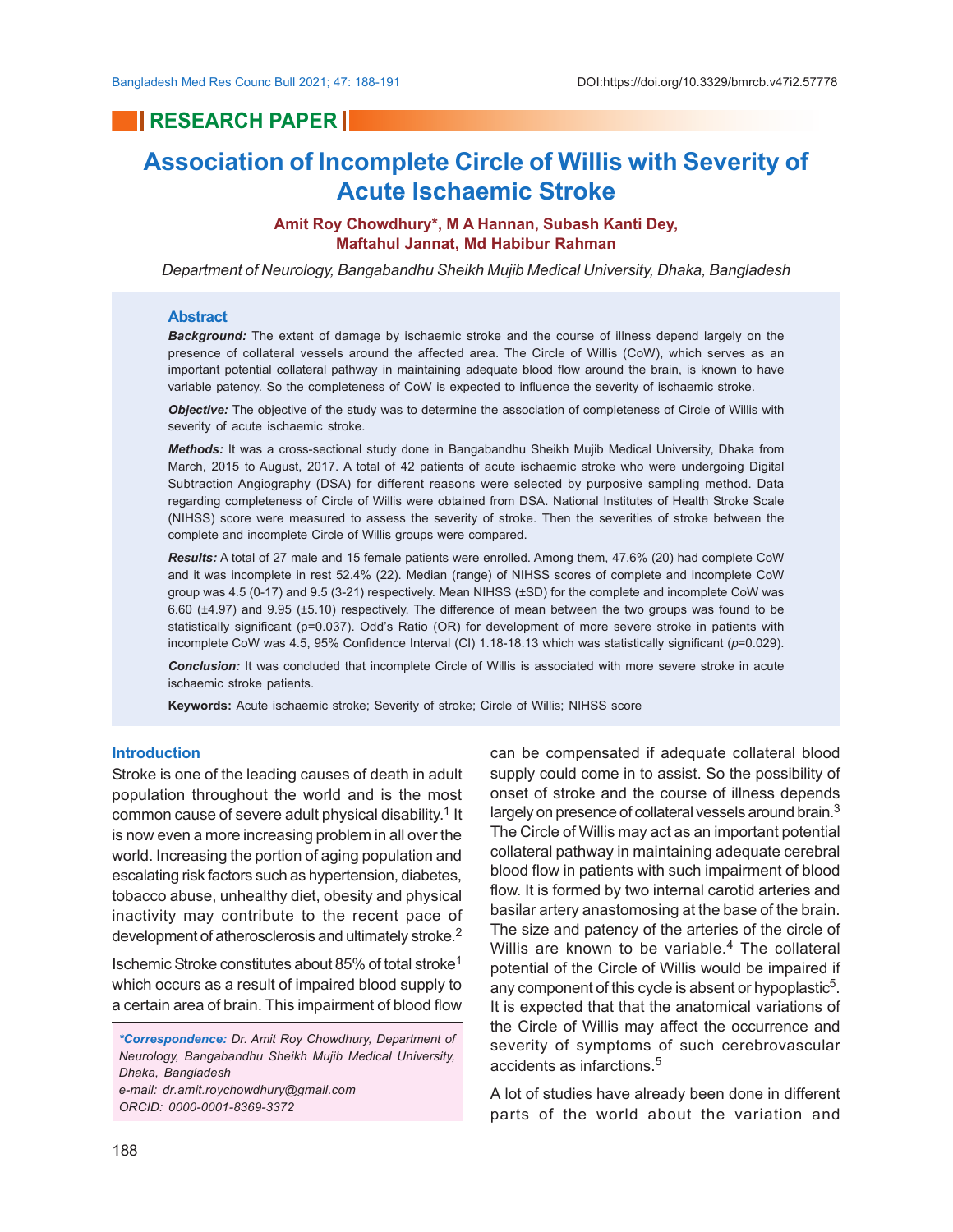RESEARCH PAPER

# Association of Incomplete Circle of Willis with Severity of Acute Ischaemic Stroke

**Amit Roy Chowdhury*, M A Hannan, Subash Kanti Dey, Maftahul Jannat, Md Habibur Rahman**

*Department of Neurology, Bangabandhu Sheikh Mujib Medical University, Dhaka, Bangladesh*

## Abstract

***Background:*** The extent of damage by ischaemic stroke and the course of illness depend largely on the presence of collateral vessels around the affected area. The Circle of Willis (CoW), which serves as an important potential collateral pathway in maintaining adequate blood flow around the brain, is known to have variable patency. So the completeness of CoW is expected to influence the severity of ischaemic stroke.

***Objective:*** The objective of the study was to determine the association of completeness of Circle of Willis with severity of acute ischaemic stroke.

***Methods:*** It was a cross-sectional study done in Bangabandhu Sheikh Mujib Medical University, Dhaka from March, 2015 to August, 2017. A total of 42 patients of acute ischaemic stroke who were undergoing Digital Subtraction Angiography (DSA) for different reasons were selected by purposive sampling method. Data regarding completeness of Circle of Willis were obtained from DSA. National Institutes of Health Stroke Scale (NIHSS) score were measured to assess the severity of stroke. Then the severities of stroke between the complete and incomplete Circle of Willis groups were compared.

***Results:*** A total of 27 male and 15 female patients were enrolled. Among them, 47.6% (20) had complete CoW and it was incomplete in rest 52.4% (22). Median (range) of NIHSS scores of complete and incomplete CoW group was 4.5 (0-17) and 9.5 (3-21) respectively. Mean NIHSS (±SD) for the complete and incomplete CoW was 6.60 (±4.97) and 9.95 (±5.10) respectively. The difference of mean between the two groups was found to be statistically significant (p=0.037). Odd's Ratio (OR) for development of more severe stroke in patients with incomplete CoW was 4.5, 95% Confidence Interval (CI) 1.18-18.13 which was statistically significant (*p*=0.029).

***Conclusion:*** It was concluded that incomplete Circle of Willis is associated with more severe stroke in acute ischaemic stroke patients.

**Keywords:** Acute ischaemic stroke; Severity of stroke; Circle of Willis; NIHSS score

## Introduction

Stroke is one of the leading causes of death in adult population throughout the world and is the most common cause of severe adult physical disability.[1] It is now even a more increasing problem in all over the world. Increasing the portion of aging population and escalating risk factors such as hypertension, diabetes, tobacco abuse, unhealthy diet, obesity and physical inactivity may contribute to the recent pace of development of atherosclerosis and ultimately stroke.[2]

Ischemic Stroke constitutes about 85% of total stroke[1] which occurs as a result of impaired blood supply to a certain area of brain. This impairment of blood flow can be compensated if adequate collateral blood supply could come in to assist. So the possibility of onset of stroke and the course of illness depends largely on presence of collateral vessels around brain.[3] The Circle of Willis may act as an important potential collateral pathway in maintaining adequate cerebral blood flow in patients with such impairment of blood flow. It is formed by two internal carotid arteries and basilar artery anastomosing at the base of the brain. The size and patency of the arteries of the circle of Willis are known to be variable.[4] The collateral potential of the Circle of Willis would be impaired if any component of this cycle is absent or hypoplastic[5]. It is expected that that the anatomical variations of the Circle of Willis may affect the occurrence and severity of symptoms of such cerebrovascular accidents as infarctions.[5]

A lot of studies have already been done in different parts of the world about the variation and

*\*Correspondence: Dr. Amit Roy Chowdhury, Department of Neurology, Bangabandhu Sheikh Mujib Medical University, Dhaka, Bangladesh*
*e-mail: dr.amit.roychowdhury@gmail.com*
*ORCID: 0000-0001-8369-3372*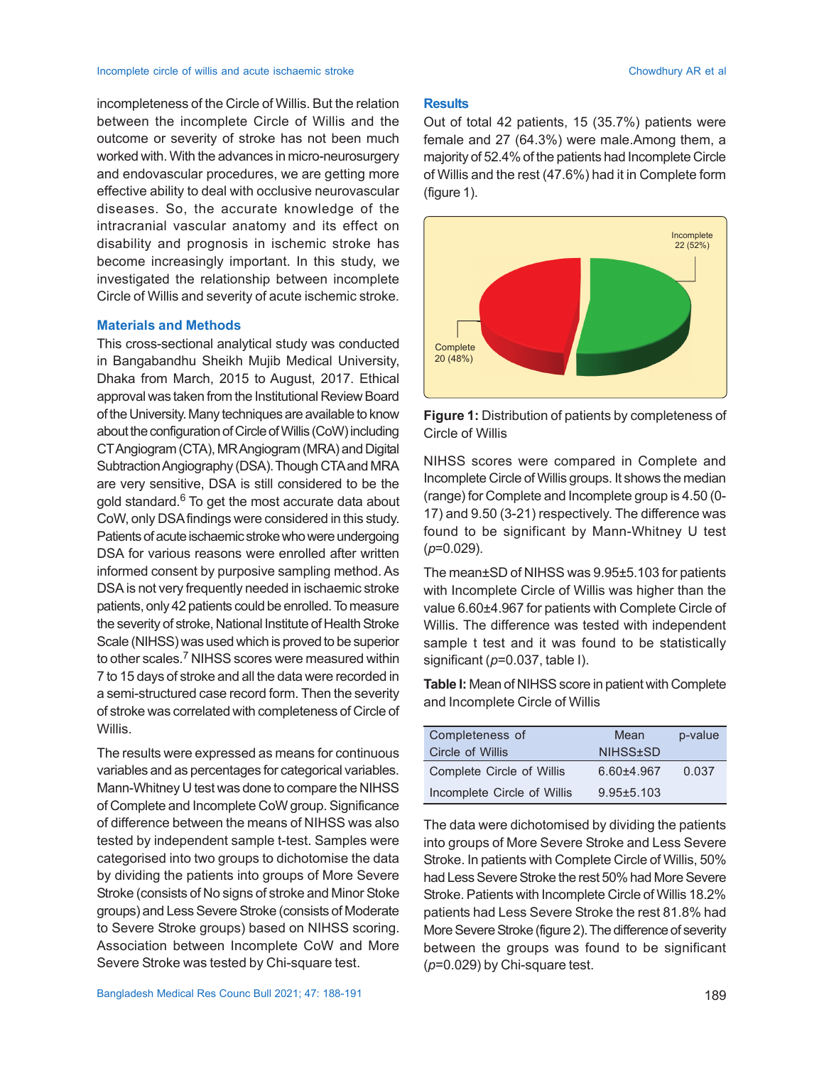incompleteness of the Circle of Willis. But the relation between the incomplete Circle of Willis and the outcome or severity of stroke has not been much worked with. With the advances in micro-neurosurgery and endovascular procedures, we are getting more effective ability to deal with occlusive neurovascular diseases. So, the accurate knowledge of the intracranial vascular anatomy and its effect on disability and prognosis in ischemic stroke has become increasingly important. In this study, we investigated the relationship between incomplete Circle of Willis and severity of acute ischemic stroke.

## Materials and Methods

This cross-sectional analytical study was conducted in Bangabandhu Sheikh Mujib Medical University, Dhaka from March, 2015 to August, 2017. Ethical approval was taken from the Institutional Review Board of the University. Many techniques are available to know about the configuration of Circle of Willis (CoW) including CT Angiogram (CTA), MR Angiogram (MRA) and Digital Subtraction Angiography (DSA). Though CTA and MRA are very sensitive, DSA is still considered to be the gold standard.[6] To get the most accurate data about CoW, only DSA findings were considered in this study. Patients of acute ischaemic stroke who were undergoing DSA for various reasons were enrolled after written informed consent by purposive sampling method. As DSA is not very frequently needed in ischaemic stroke patients, only 42 patients could be enrolled. To measure the severity of stroke, National Institute of Health Stroke Scale (NIHSS) was used which is proved to be superior to other scales.[7] NIHSS scores were measured within 7 to 15 days of stroke and all the data were recorded in a semi-structured case record form. Then the severity of stroke was correlated with completeness of Circle of Willis.

The results were expressed as means for continuous variables and as percentages for categorical variables. Mann-Whitney U test was done to compare the NIHSS of Complete and Incomplete CoW group. Significance of difference between the means of NIHSS was also tested by independent sample t-test. Samples were categorised into two groups to dichotomise the data by dividing the patients into groups of More Severe Stroke (consists of No signs of stroke and Minor Stoke groups) and Less Severe Stroke (consists of Moderate to Severe Stroke groups) based on NIHSS scoring. Association between Incomplete CoW and More Severe Stroke was tested by Chi-square test.

## Results

Out of total 42 patients, 15 (35.7%) patients were female and 27 (64.3%) were male.Among them, a majority of 52.4% of the patients had Incomplete Circle of Willis and the rest (47.6%) had it in Complete form (figure 1).

Incomplete 22 (52%)

Complete 20 (48%)

**Figure 1:** Distribution of patients by completeness of Circle of Willis

NIHSS scores were compared in Complete and Incomplete Circle of Willis groups. It shows the median (range) for Complete and Incomplete group is 4.50 (0-17) and 9.50 (3-21) respectively. The difference was found to be significant by Mann-Whitney U test (*p*=0.029).

The mean±SD of NIHSS was 9.95±5.103 for patients with Incomplete Circle of Willis was higher than the value 6.60±4.967 for patients with Complete Circle of Willis. The difference was tested with independent sample t test and it was found to be statistically significant (*p*=0.037, table I).

**Table I:** Mean of NIHSS score in patient with Complete and Incomplete Circle of Willis

| Completeness of Circle of Willis | Mean NIHSS±SD | p-value |
|---|---|---|
| Complete Circle of Willis | 6.60±4.967 | 0.037 |
| Incomplete Circle of Willis | 9.95±5.103 | |

The data were dichotomised by dividing the patients into groups of More Severe Stroke and Less Severe Stroke. In patients with Complete Circle of Willis, 50% had Less Severe Stroke the rest 50% had More Severe Stroke. Patients with Incomplete Circle of Willis 18.2% patients had Less Severe Stroke the rest 81.8% had More Severe Stroke (figure 2). The difference of severity between the groups was found to be significant (*p*=0.029) by Chi-square test.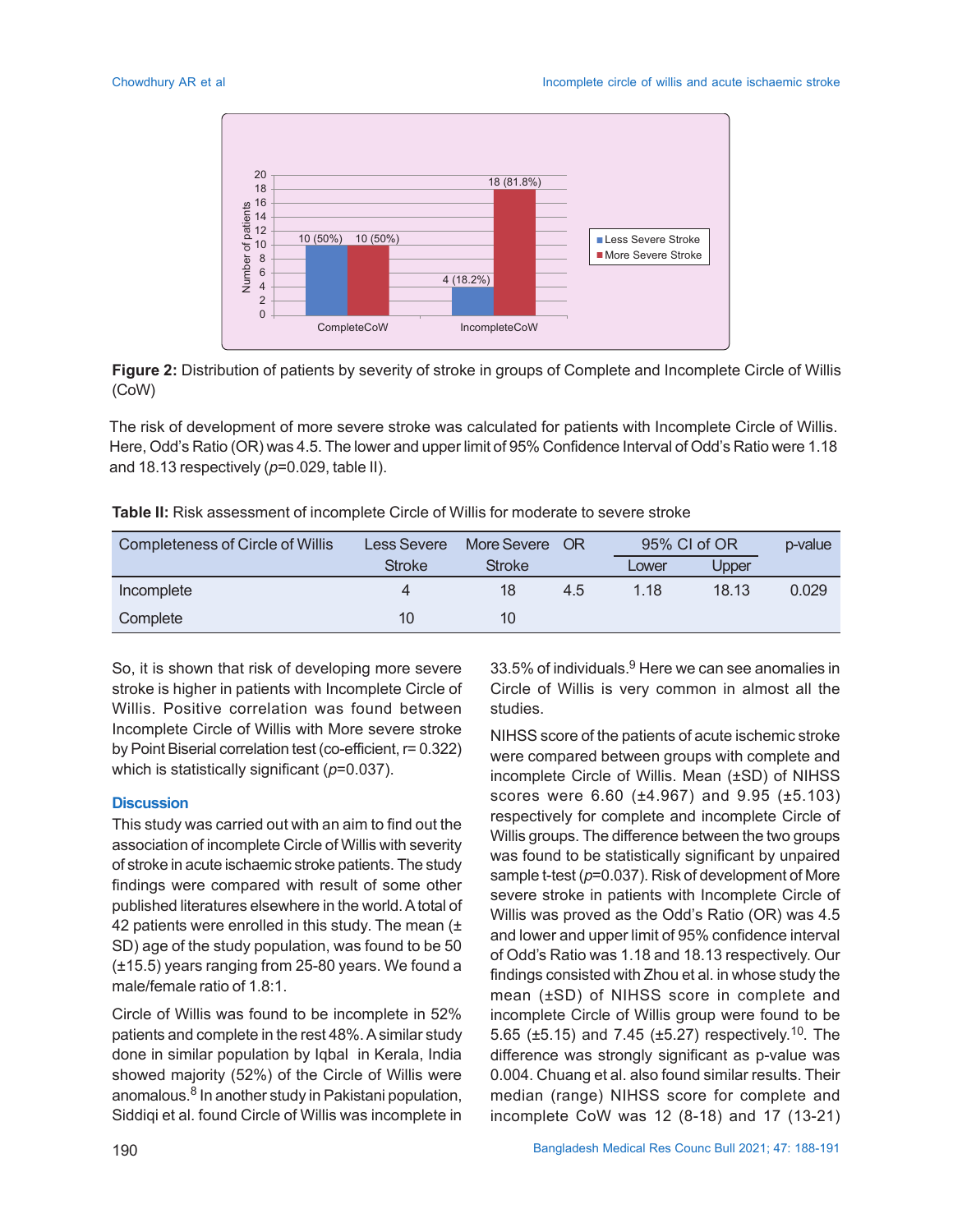**Figure 2:** Distribution of patients by severity of stroke in groups of Complete and Incomplete Circle of Willis (CoW)

The risk of development of more severe stroke was calculated for patients with Incomplete Circle of Willis. Here, Odd's Ratio (OR) was 4.5. The lower and upper limit of 95% Confidence Interval of Odd's Ratio were 1.18 and 18.13 respectively ($p$=0.029, table II).

**Table II:** Risk assessment of incomplete Circle of Willis for moderate to severe stroke

| Completeness of Circle of Willis | Less Severe Stroke | More Severe Stroke | OR | 95% CI of OR | | p-value |
|---|---|---|---|---|---|---|
| | | | | Lower | Upper | |
| Incomplete | 4 | 18 | 4.5 | 1.18 | 18.13 | 0.029 |
| Complete | 10 | 10 | | | | |

So, it is shown that risk of developing more severe stroke is higher in patients with Incomplete Circle of Willis. Positive correlation was found between Incomplete Circle of Willis with More severe stroke by Point Biserial correlation test (co-efficient, r= 0.322) which is statistically significant ($p$=0.037).

## Discussion

This study was carried out with an aim to find out the association of incomplete Circle of Willis with severity of stroke in acute ischaemic stroke patients. The study findings were compared with result of some other published literatures elsewhere in the world. A total of 42 patients were enrolled in this study. The mean (± SD) age of the study population, was found to be 50 (±15.5) years ranging from 25-80 years. We found a male/female ratio of 1.8:1.

Circle of Willis was found to be incomplete in 52% patients and complete in the rest 48%. A similar study done in similar population by Iqbal in Kerala, India showed majority (52%) of the Circle of Willis were anomalous.[8] In another study in Pakistani population, Siddiqi et al. found Circle of Willis was incomplete in 33.5% of individuals.[9] Here we can see anomalies in Circle of Willis is very common in almost all the studies.

NIHSS score of the patients of acute ischemic stroke were compared between groups with complete and incomplete Circle of Willis. Mean (±SD) of NIHSS scores were 6.60 (±4.967) and 9.95 (±5.103) respectively for complete and incomplete Circle of Willis groups. The difference between the two groups was found to be statistically significant by unpaired sample t-test ($p$=0.037). Risk of development of More severe stroke in patients with Incomplete Circle of Willis was proved as the Odd's Ratio (OR) was 4.5 and lower and upper limit of 95% confidence interval of Odd's Ratio was 1.18 and 18.13 respectively. Our findings consisted with Zhou et al. in whose study the mean (±SD) of NIHSS score in complete and incomplete Circle of Willis group were found to be 5.65 (±5.15) and 7.45 (±5.27) respectively.[10]. The difference was strongly significant as p-value was 0.004. Chuang et al. also found similar results. Their median (range) NIHSS score for complete and incomplete CoW was 12 (8-18) and 17 (13-21)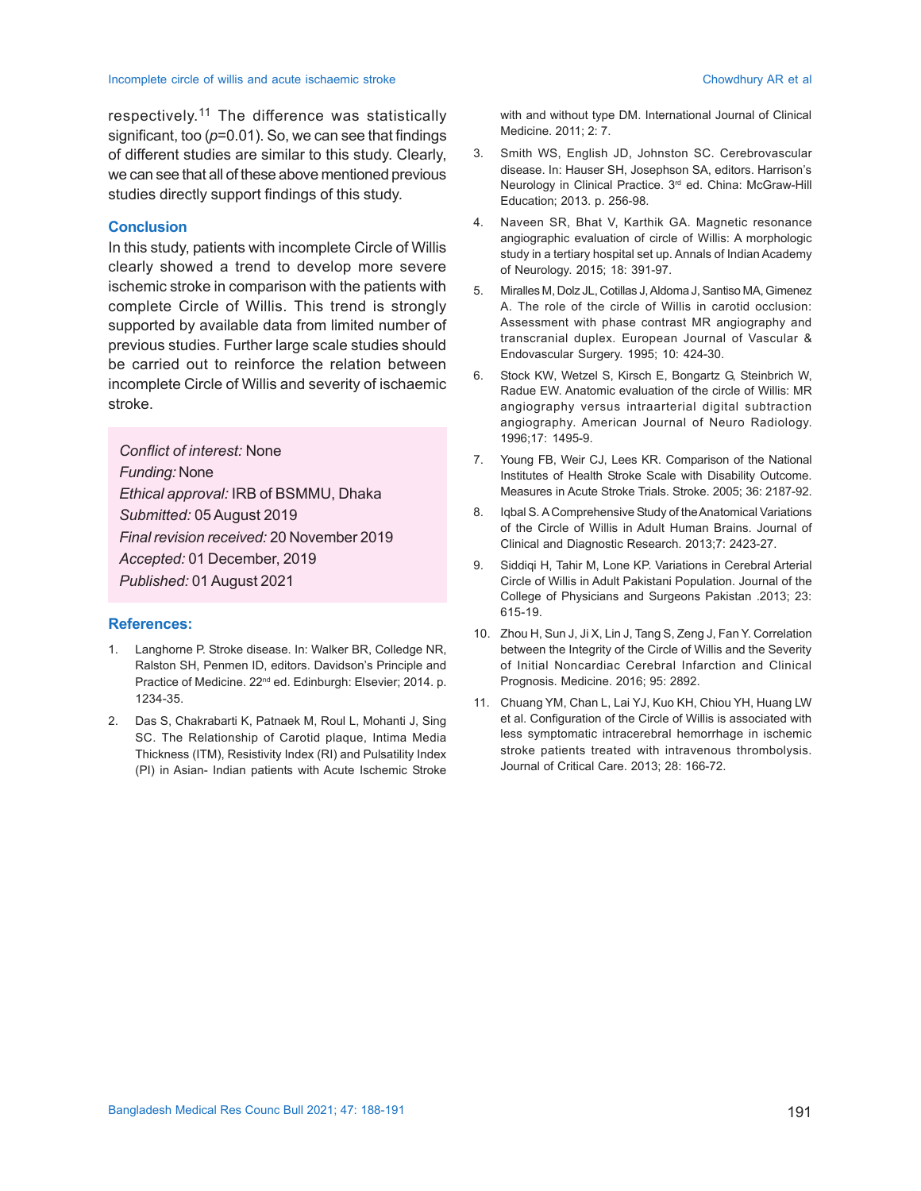respectively.[11] The difference was statistically significant, too (*p*=0.01). So, we can see that findings of different studies are similar to this study. Clearly, we can see that all of these above mentioned previous studies directly support findings of this study.

## Conclusion

In this study, patients with incomplete Circle of Willis clearly showed a trend to develop more severe ischemic stroke in comparison with the patients with complete Circle of Willis. This trend is strongly supported by available data from limited number of previous studies. Further large scale studies should be carried out to reinforce the relation between incomplete Circle of Willis and severity of ischaemic stroke.

*Conflict of interest:* None
*Funding:* None
*Ethical approval:* IRB of BSMMU, Dhaka
*Submitted:* 05 August 2019
*Final revision received:* 20 November 2019
*Accepted:* 01 December, 2019
*Published:* 01 August 2021

## References:

1. Langhorne P. Stroke disease. In: Walker BR, Colledge NR, Ralston SH, Penmen ID, editors. Davidson's Principle and Practice of Medicine. 22nd ed. Edinburgh: Elsevier; 2014. p. 1234-35.
2. Das S, Chakrabarti K, Patnaek M, Roul L, Mohanti J, Sing SC. The Relationship of Carotid plaque, Intima Media Thickness (ITM), Resistivity Index (RI) and Pulsatility Index (PI) in Asian- Indian patients with Acute Ischemic Stroke with and without type DM. International Journal of Clinical Medicine. 2011; 2: 7.
3. Smith WS, English JD, Johnston SC. Cerebrovascular disease. In: Hauser SH, Josephson SA, editors. Harrison's Neurology in Clinical Practice. 3rd ed. China: McGraw-Hill Education; 2013. p. 256-98.
4. Naveen SR, Bhat V, Karthik GA. Magnetic resonance angiographic evaluation of circle of Willis: A morphologic study in a tertiary hospital set up. Annals of Indian Academy of Neurology. 2015; 18: 391-97.
5. Miralles M, Dolz JL, Cotillas J, Aldoma J, Santiso MA, Gimenez A. The role of the circle of Willis in carotid occlusion: Assessment with phase contrast MR angiography and transcranial duplex. European Journal of Vascular & Endovascular Surgery. 1995; 10: 424-30.
6. Stock KW, Wetzel S, Kirsch E, Bongartz G, Steinbrich W, Radue EW. Anatomic evaluation of the circle of Willis: MR angiography versus intraarterial digital subtraction angiography. American Journal of Neuro Radiology. 1996;17: 1495-9.
7. Young FB, Weir CJ, Lees KR. Comparison of the National Institutes of Health Stroke Scale with Disability Outcome. Measures in Acute Stroke Trials. Stroke. 2005; 36: 2187-92.
8. Iqbal S. A Comprehensive Study of the Anatomical Variations of the Circle of Willis in Adult Human Brains. Journal of Clinical and Diagnostic Research. 2013;7: 2423-27.
9. Siddiqi H, Tahir M, Lone KP. Variations in Cerebral Arterial Circle of Willis in Adult Pakistani Population. Journal of the College of Physicians and Surgeons Pakistan .2013; 23: 615-19.
10. Zhou H, Sun J, Ji X, Lin J, Tang S, Zeng J, Fan Y. Correlation between the Integrity of the Circle of Willis and the Severity of Initial Noncardiac Cerebral Infarction and Clinical Prognosis. Medicine. 2016; 95: 2892.
11. Chuang YM, Chan L, Lai YJ, Kuo KH, Chiou YH, Huang LW et al. Configuration of the Circle of Willis is associated with less symptomatic intracerebral hemorrhage in ischemic stroke patients treated with intravenous thrombolysis. Journal of Critical Care. 2013; 28: 166-72.